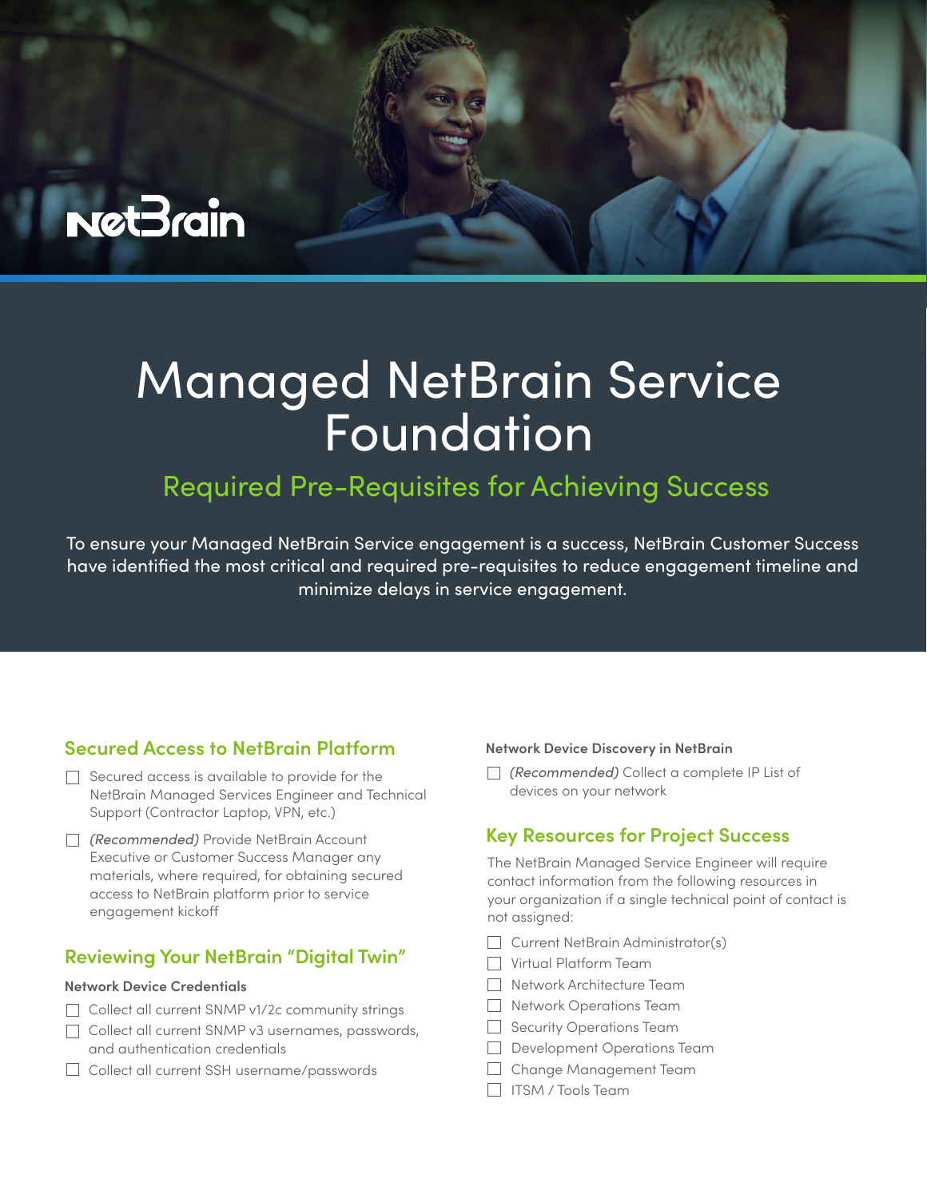# Managed NetBrain Service Foundation

## Required Pre-Requisites for Achieving Success

To ensure your Managed NetBrain Service engagement is a success, NetBrain Customer Success have identified the most critical and required pre-requisites to reduce engagement timeline and minimize delays in service engagement.

### Secured Access to NetBrain Platform

- [ ] Secured access is available to provide for the NetBrain Managed Services Engineer and Technical Support (Contractor Laptop, VPN, etc.)
- [ ] *(Recommended)* Provide NetBrain Account Executive or Customer Success Manager any materials, where required, for obtaining secured access to NetBrain platform prior to service engagement kickoff

### Reviewing Your NetBrain "Digital Twin"

**Network Device Credentials**

- [ ] Collect all current SNMP v1/2c community strings
- [ ] Collect all current SNMP v3 usernames, passwords, and authentication credentials
- [ ] Collect all current SSH username/passwords

**Network Device Discovery in NetBrain**

- [ ] *(Recommended)* Collect a complete IP List of devices on your network

### Key Resources for Project Success

The NetBrain Managed Service Engineer will require contact information from the following resources in your organization if a single technical point of contact is not assigned:

- [ ] Current NetBrain Administrator(s)
- [ ] Virtual Platform Team
- [ ] Network Architecture Team
- [ ] Network Operations Team
- [ ] Security Operations Team
- [ ] Development Operations Team
- [ ] Change Management Team
- [ ] ITSM / Tools Team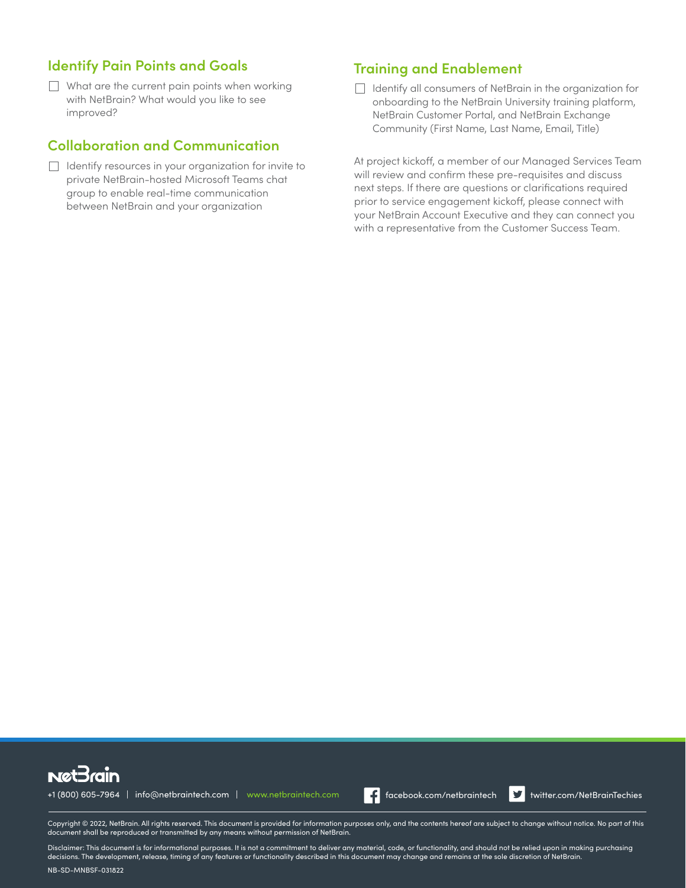## Identify Pain Points and Goals

- [ ] What are the current pain points when working with NetBrain? What would you like to see improved?

## Collaboration and Communication

- [ ] Identify resources in your organization for invite to private NetBrain-hosted Microsoft Teams chat group to enable real-time communication between NetBrain and your organization

## Training and Enablement

- [ ] Identify all consumers of NetBrain in the organization for onboarding to the NetBrain University training platform, NetBrain Customer Portal, and NetBrain Exchange Community (First Name, Last Name, Email, Title)

At project kickoff, a member of our Managed Services Team will review and confirm these pre-requisites and discuss next steps. If there are questions or clarifications required prior to service engagement kickoff, please connect with your NetBrain Account Executive and they can connect you with a representative from the Customer Success Team.

NetBrain

+1 (800) 605-7964 | info@netbraintech.com | www.netbraintech.com

facebook.com/netbraintech

twitter.com/NetBrainTechies

Copyright © 2022, NetBrain. All rights reserved. This document is provided for information purposes only, and the contents hereof are subject to change without notice. No part of this document shall be reproduced or transmitted by any means without permission of NetBrain.

Disclaimer: This document is for informational purposes. It is not a commitment to deliver any material, code, or functionality, and should not be relied upon in making purchasing decisions. The development, release, timing of any features or functionality described in this document may change and remains at the sole discretion of NetBrain.

NB-SD-MNBSF-031822